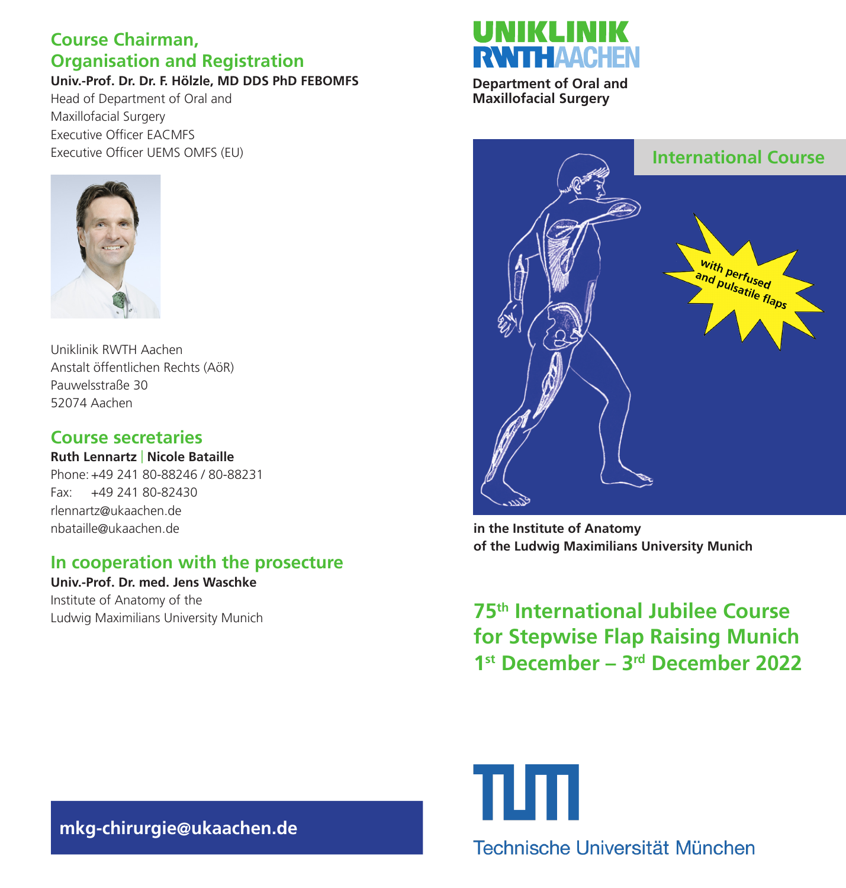## Course Chairman, Organisation and Registration

**Univ.-Prof. Dr. Dr. F. Hölzle, MD DDS PhD FEBOMFS**
Head of Department of Oral and Maxillofacial Surgery
Executive Officer EACMFS
Executive Officer UEMS OMFS (EU)

Uniklinik RWTH Aachen
Anstalt öffentlichen Rechts (AöR)
Pauwelsstraße 30
52074 Aachen

## Course secretaries

**Ruth Lennartz | Nicole Bataille**
Phone: +49 241 80-88246 / 80-88231
Fax: +49 241 80-82430
rlennartz@ukaachen.de
nbataille@ukaachen.de

## In cooperation with the prosecture

**Univ.-Prof. Dr. med. Jens Waschke**
Institute of Anatomy of the Ludwig Maximilians University Munich

**mkg-chirurgie@ukaachen.de**

UNIKLINIK RWTHAACHEN

**Department of Oral and Maxillofacial Surgery**

International Course

with perfused and pulsatile flaps

**in the Institute of Anatomy of the Ludwig Maximilians University Munich**

# 75th International Jubilee Course for Stepwise Flap Raising Munich 1st December – 3rd December 2022

Technische Universität München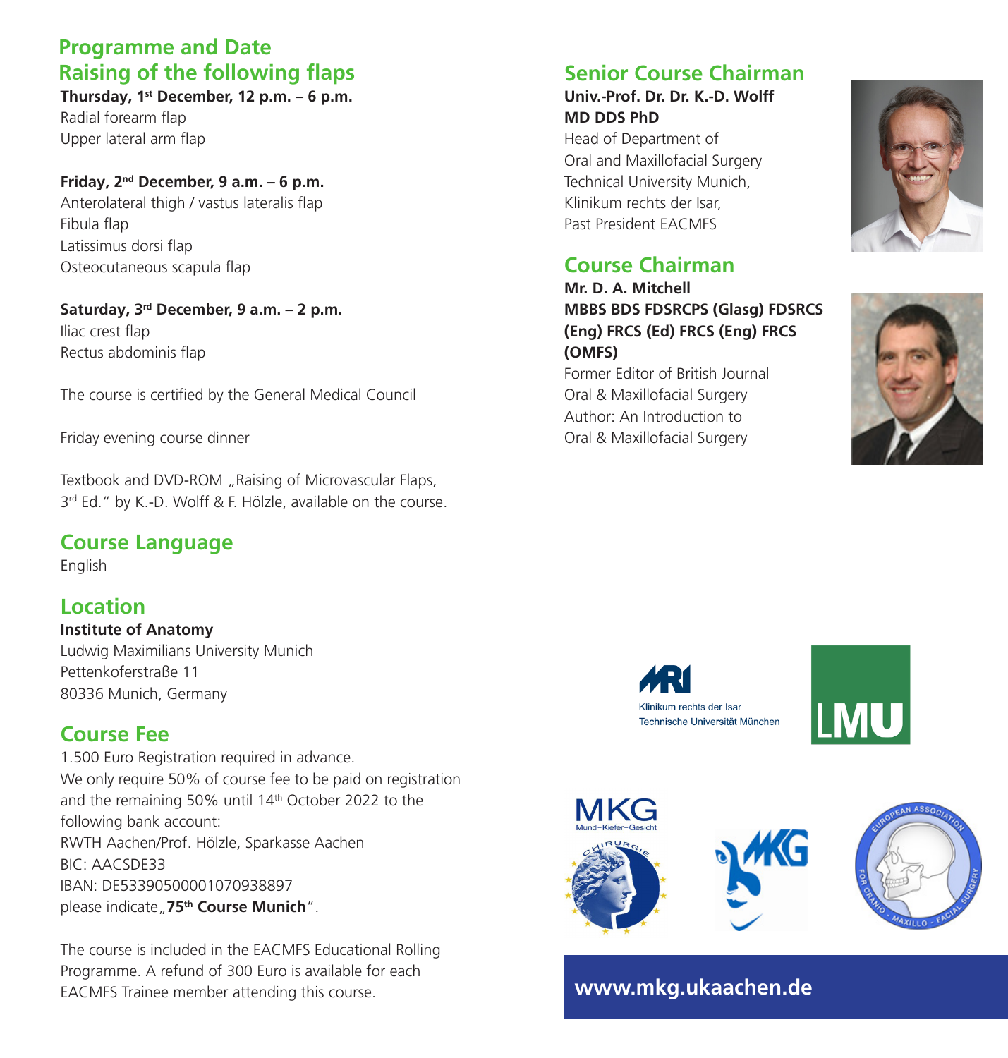## Programme and Date
## Raising of the following flaps

**Thursday, 1st December, 12 p.m. – 6 p.m.**
Radial forearm flap
Upper lateral arm flap

**Friday, 2nd December, 9 a.m. – 6 p.m.**
Anterolateral thigh / vastus lateralis flap
Fibula flap
Latissimus dorsi flap
Osteocutaneous scapula flap

**Saturday, 3rd December, 9 a.m. – 2 p.m.**
Iliac crest flap
Rectus abdominis flap

The course is certified by the General Medical Council

Friday evening course dinner

Textbook and DVD-ROM „Raising of Microvascular Flaps, 3rd Ed." by K.-D. Wolff & F. Hölzle, available on the course.

## Course Language

English

## Location

**Institute of Anatomy**
Ludwig Maximilians University Munich
Pettenkoferstraße 11
80336 Munich, Germany

## Course Fee

1.500 Euro Registration required in advance.
We only require 50% of course fee to be paid on registration and the remaining 50% until 14th October 2022 to the following bank account:
RWTH Aachen/Prof. Hölzle, Sparkasse Aachen
BIC: AACSDE33
IBAN: DE53390500001070938897
please indicate „**75th Course Munich**".

The course is included in the EACMFS Educational Rolling Programme. A refund of 300 Euro is available for each EACMFS Trainee member attending this course.

## Senior Course Chairman

**Univ.-Prof. Dr. Dr. K.-D. Wolff**
**MD DDS PhD**
Head of Department of
Oral and Maxillofacial Surgery
Technical University Munich,
Klinikum rechts der Isar,
Past President EACMFS

## Course Chairman

**Mr. D. A. Mitchell**
**MBBS BDS FDSRCPS (Glasg) FDSRCS (Eng) FRCS (Ed) FRCS (Eng) FRCS (OMFS)**
Former Editor of British Journal
Oral & Maxillofacial Surgery
Author: An Introduction to
Oral & Maxillofacial Surgery

Klinikum rechts der Isar
Technische Universität München

LMU

MKG Mund-Kiefer-Gesicht Chirurgie

European Association for Cranio-Maxillo-Facial Surgery

**www.mkg.ukaachen.de**